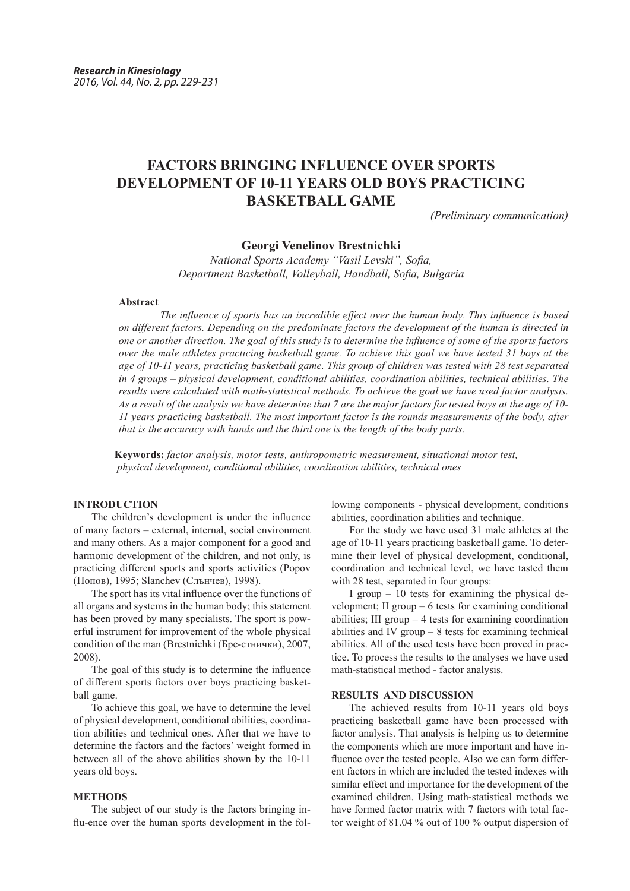# FACTORS BRINGING INFLUENCE OVER SPORTS DEVELOPMENT OF 10-11 YEARS OLD BOYS PRACTICING BASKETBALL GAME

*(Preliminary communication)*

**Georgi Venelinov Brestnichki**

*National Sports Academy "Vasil Levski", Sofia, Department Basketball, Volleyball, Handball, Sofia, Bulgaria*

**Abstract**

*The influence of sports has an incredible effect over the human body. This influence is based on different factors. Depending on the predominate factors the development of the human is directed in one or another direction. The goal of this study is to determine the influence of some of the sports factors over the male athletes practicing basketball game. To achieve this goal we have tested 31 boys at the age of 10-11 years, practicing basketball game. This group of children was tested with 28 test separated in 4 groups – physical development, conditional abilities, coordination abilities, technical abilities. The results were calculated with math-statistical methods. To achieve the goal we have used factor analysis. As a result of the analysis we have determine that 7 are the major factors for tested boys at the age of 10-11 years practicing basketball. The most important factor is the rounds measurements of the body, after that is the accuracy with hands and the third one is the length of the body parts.*

**Keywords:** *factor analysis, motor tests, anthropometric measurement, situational motor test, physical development, conditional abilities, coordination abilities, technical ones*

## INTRODUCTION

The children's development is under the influence of many factors – external, internal, social environment and many others. As a major component for a good and harmonic development of the children, and not only, is practicing different sports and sports activities (Popov (Попов), 1995; Slanchev (Слънчев), 1998).

The sport has its vital influence over the functions of all organs and systems in the human body; this statement has been proved by many specialists. The sport is powerful instrument for improvement of the whole physical condition of the man (Brestnichki (Бре-стнички), 2007, 2008).

The goal of this study is to determine the influence of different sports factors over boys practicing basketball game.

To achieve this goal, we have to determine the level of physical development, conditional abilities, coordination abilities and technical ones. After that we have to determine the factors and the factors' weight formed in between all of the above abilities shown by the 10-11 years old boys.

## METHODS

The subject of our study is the factors bringing influ-ence over the human sports development in the following components - physical development, conditions abilities, coordination abilities and technique.

For the study we have used 31 male athletes at the age of 10-11 years practicing basketball game. To determine their level of physical development, conditional, coordination and technical level, we have tasted them with 28 test, separated in four groups:

I group – 10 tests for examining the physical development; II group – 6 tests for examining conditional abilities; III group – 4 tests for examining coordination abilities and IV group – 8 tests for examining technical abilities. All of the used tests have been proved in practice. To process the results to the analyses we have used math-statistical method - factor analysis.

## RESULTS AND DISCUSSION

The achieved results from 10-11 years old boys practicing basketball game have been processed with factor analysis. That analysis is helping us to determine the components which are more important and have influence over the tested people. Also we can form different factors in which are included the tested indexes with similar effect and importance for the development of the examined children. Using math-statistical methods we have formed factor matrix with 7 factors with total factor weight of 81.04 % out of 100 % output dispersion of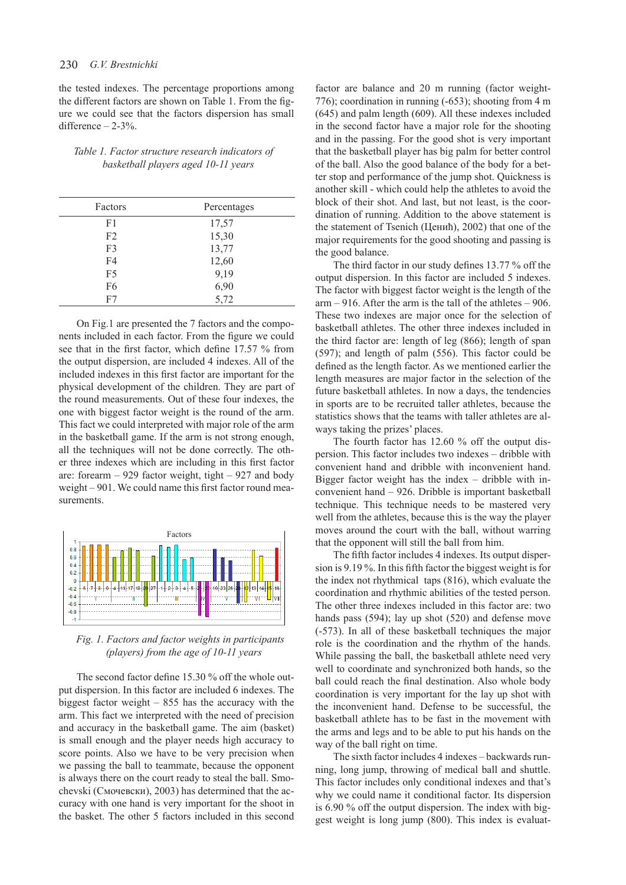the tested indexes. The percentage proportions among the different factors are shown on Table 1. From the figure we could see that the factors dispersion has small difference – 2-3%.

*Table 1. Factor structure research indicators of basketball players aged 10-11 years*

| Factors | Percentages |
|---|---|
| F1 | 17,57 |
| F2 | 15,30 |
| F3 | 13,77 |
| F4 | 12,60 |
| F5 | 9,19 |
| F6 | 6,90 |
| F7 | 5,72 |

On Fig.1 are presented the 7 factors and the components included in each factor. From the figure we could see that in the first factor, which define 17.57 % from the output dispersion, are included 4 indexes. All of the included indexes in this first factor are important for the physical development of the children. They are part of the round measurements. Out of these four indexes, the one with biggest factor weight is the round of the arm. This fact we could interpreted with major role of the arm in the basketball game. If the arm is not strong enough, all the techniques will not be done correctly. The other three indexes which are including in this first factor are: forearm – 929 factor weight, tight – 927 and body weight – 901. We could name this first factor round measurements.

*Fig. 1. Factors and factor weights in participants (players) from the age of 10-11 years*

The second factor define 15.30 % off the whole output dispersion. In this factor are included 6 indexes. The biggest factor weight – 855 has the accuracy with the arm. This fact we interpreted with the need of precision and accuracy in the basketball game. The aim (basket) is small enough and the player needs high accuracy to score points. Also we have to be very precision when we passing the ball to teammate, because the opponent is always there on the court ready to steal the ball. Smochevski (Смочевски), 2003) has determined that the accuracy with one hand is very important for the shoot in the basket. The other 5 factors included in this second factor are balance and 20 m running (factor weight-776); coordination in running (-653); shooting from 4 m (645) and palm length (609). All these indexes included in the second factor have a major role for the shooting and in the passing. For the good shot is very important that the basketball player has big palm for better control of the ball. Also the good balance of the body for a better stop and performance of the jump shot. Quickness is another skill - which could help the athletes to avoid the block of their shot. And last, but not least, is the coordination of running. Addition to the above statement is the statement of Tsenich (Ценић), 2002) that one of the major requirements for the good shooting and passing is the good balance.

The third factor in our study defines 13.77 % off the output dispersion. In this factor are included 5 indexes. The factor with biggest factor weight is the length of the arm – 916. After the arm is the tall of the athletes – 906. These two indexes are major once for the selection of basketball athletes. The other three indexes included in the third factor are: length of leg (866); length of span (597); and length of palm (556). This factor could be defined as the length factor. As we mentioned earlier the length measures are major factor in the selection of the future basketball athletes. In now a days, the tendencies in sports are to be recruited taller athletes, because the statistics shows that the teams with taller athletes are always taking the prizes' places.

The fourth factor has 12.60 % off the output dispersion. This factor includes two indexes – dribble with convenient hand and dribble with inconvenient hand. Bigger factor weight has the index – dribble with inconvenient hand – 926. Dribble is important basketball technique. This technique needs to be mastered very well from the athletes, because this is the way the player moves around the court with the ball, without warring that the opponent will still the ball from him.

The fifth factor includes 4 indexes. Its output dispersion is 9.19 %. In this fifth factor the biggest weight is for the index not rhythmical taps (816), which evaluate the coordination and rhythmic abilities of the tested person. The other three indexes included in this factor are: two hands pass (594); lay up shot (520) and defense move (-573). In all of these basketball techniques the major role is the coordination and the rhythm of the hands. While passing the ball, the basketball athlete need very well to coordinate and synchronized both hands, so the ball could reach the final destination. Also whole body coordination is very important for the lay up shot with the inconvenient hand. Defense to be successful, the basketball athlete has to be fast in the movement with the arms and legs and to be able to put his hands on the way of the ball right on time.

The sixth factor includes 4 indexes – backwards running, long jump, throwing of medical ball and shuttle. This factor includes only conditional indexes and that's why we could name it conditional factor. Its dispersion is 6.90 % off the output dispersion. The index with biggest weight is long jump (800). This index is evaluat-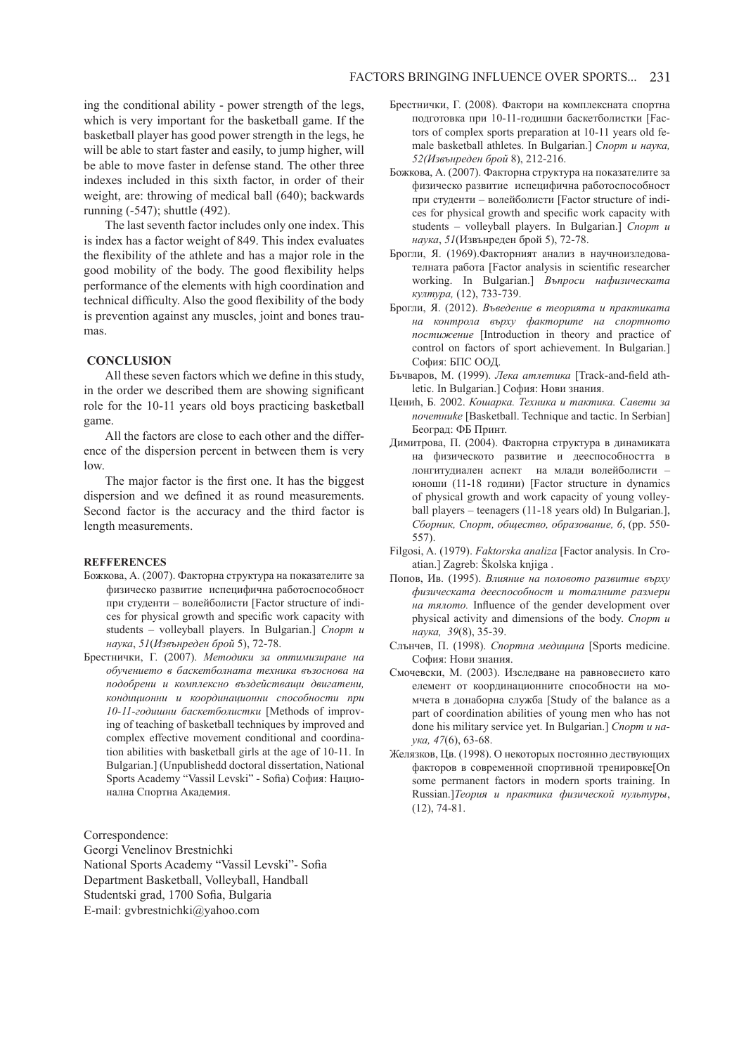ing the conditional ability - power strength of the legs, which is very important for the basketball game. If the basketball player has good power strength in the legs, he will be able to start faster and easily, to jump higher, will be able to move faster in defense stand. The other three indexes included in this sixth factor, in order of their weight, are: throwing of medical ball (640); backwards running (-547); shuttle (492).

The last seventh factor includes only one index. This is index has a factor weight of 849. This index evaluates the flexibility of the athlete and has a major role in the good mobility of the body. The good flexibility helps performance of the elements with high coordination and technical difficulty. Also the good flexibility of the body is prevention against any muscles, joint and bones traumas.

## CONCLUSION

All these seven factors which we define in this study, in the order we described them are showing significant role for the 10-11 years old boys practicing basketball game.

All the factors are close to each other and the difference of the dispersion percent in between them is very low.

The major factor is the first one. It has the biggest dispersion and we defined it as round measurements. Second factor is the accuracy and the third factor is length measurements.

## REFFERENCES

Божкова, А. (2007). Факторна структура на показателите за физическо развитие испецифична работоспособност при студенти – волейболисти [Factor structure of indices for physical growth and specific work capacity with students – volleyball players. In Bulgarian.] *Спорт и наука*, *51*(*Извънреден брой* 5), 72-78.

Брестнички, Г. (2007). *Методики за оптимизиране на обучението в баскетболната техника възоснова на подобрени и комплексно въздействащи двигатени, кондиционни и координационни способности при 10-11-годишни баскетболистки* [Methods of improving of teaching of basketball techniques by improved and complex effective movement conditional and coordination abilities with basketball girls at the age of 10-11. In Bulgarian.] (Unpublishedd doctoral dissertation, National Sports Academy "Vassil Levski" - Sofia) София: Национална Спортна Академия.

Брестнички, Г. (2008). Фактори на комплексната спортна подготовка при 10-11-годишни баскетболистки [Factors of complex sports preparation at 10-11 years old female basketball athletes. In Bulgarian.] *Спорт и наука, 52(Извънреден брой* 8), 212-216.

Божкова, А. (2007). Факторна структура на показателите за физическо развитие испецифична работоспособност при студенти – волейболисти [Factor structure of indices for physical growth and specific work capacity with students – volleyball players. In Bulgarian.] *Спорт и наука*, *51*(Извънреден брой 5), 72-78.

Брогли, Я. (1969).Факторният анализ в научноизследователната работа [Factor analysis in scientific researcher working. In Bulgarian.] *Въпроси нафизическата култура,* (12), 733-739.

Брогли, Я. (2012). *Въведение в теорията и практиката на контрола върху факторите на спортното постижение* [Introduction in theory and practice of control on factors of sport achievement. In Bulgarian.] София: БПС ООД.

Бъчваров, М. (1999). *Лека атлетика* [Track-and-field athletic. In Bulgarian.] София: Нови знания.

Ценић, Б. 2002. *Кошарка. Техника и тактика. Савети за почетнике* [Basketball. Technique and tactic. In Serbian] Београд: ФБ Принт.

Димитрова, П. (2004). Факторна структура в динамиката на физическото развитие и дееспособността в лонгитудиален аспект на млади волейболисти – юноши (11-18 години) [Factor structure in dynamics of physical growth and work capacity of young volleyball players – teenagers (11-18 years old) In Bulgarian.], *Сборник, Спорт, общество, образование, 6*, (pp. 550-557).

Filgosi, A. (1979). *Faktorska analiza* [Factor analysis. In Croatian.] Zagreb: Školska knjiga .

Попов, Ив. (1995). *Влияние на половото развитие върху физическата дееспособност и тоталните размери на тялото.* Influence of the gender development over physical activity and dimensions of the body. *Спорт и наука, 39*(8), 35-39.

Слънчев, П. (1998). *Спортна медицина* [Sports medicine. София: Нови знания.

Смочевски, М. (2003). Изследване на равновесието като елемент от координационните способности на момчета в донаборна служба [Study of the balance as a part of coordination abilities of young men who has not done his military service yet. In Bulgarian.] *Спорт и наука, 47*(6), 63-68.

Желязков, Цв. (1998). О некоторых постоянно дествующих факторов в современной спортивной тренировке[On some permanent factors in modern sports training. In Russian.]*Теория и практика физической нультуры*, (12), 74-81.

Correspondence:
Georgi Venelinov Brestnichki
National Sports Academy "Vassil Levski"- Sofia
Department Basketball, Volleyball, Handball
Studentski grad, 1700 Sofia, Bulgaria
E-mail: gvbrestnichki@yahoo.com